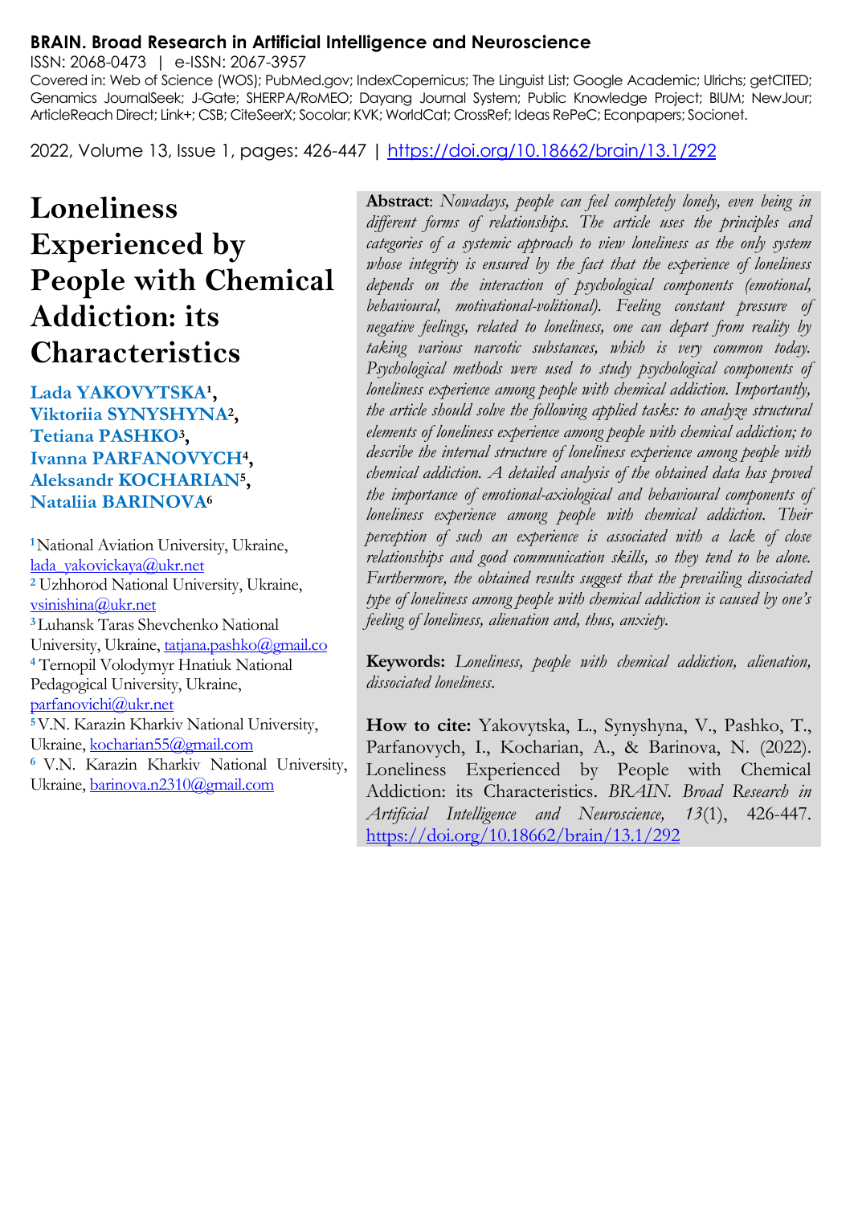**BRAIN. Broad Research in Artificial Intelligence and Neuroscience**

ISSN: 2068-0473 | e-ISSN: 2067-3957

Covered in: Web of Science (WOS); PubMed.gov; IndexCopernicus; The Linguist List; Google Academic; Ulrichs; getCITED; Genamics JournalSeek; J-Gate; SHERPA/RoMEO; Dayang Journal System; Public Knowledge Project; BIUM; NewJour; ArticleReach Direct; Link+; CSB; CiteSeerX; Socolar; KVK; WorldCat; CrossRef; Ideas RePeC; Econpapers; Socionet.

2022, Volume 13, Issue 1, pages: 426-447 | https://doi.org/10.18662/brain/13.1/292

# Loneliness Experienced by People with Chemical Addiction: its Characteristics

**Lada YAKOVYTSKA[1], Viktoriia SYNYSHYNA[2], Tetiana PASHKO[3], Ivanna PARFANOVYCH[4], Aleksandr KOCHARIAN[5], Nataliia BARINOVA[6]**

[1] National Aviation University, Ukraine, lada_yakovickaya@ukr.net

[2] Uzhhorod National University, Ukraine, vsinishina@ukr.net

[3] Luhansk Taras Shevchenko National University, Ukraine, tatjana.pashko@gmail.co

[4] Ternopil Volodymyr Hnatiuk National Pedagogical University, Ukraine, parfanovichi@ukr.net

[5] V.N. Karazin Kharkiv National University, Ukraine, kocharian55@gmail.com

[6] V.N. Karazin Kharkiv National University, Ukraine, barinova.n2310@gmail.com

**Abstract**: *Nowadays, people can feel completely lonely, even being in different forms of relationships. The article uses the principles and categories of a systemic approach to view loneliness as the only system whose integrity is ensured by the fact that the experience of loneliness depends on the interaction of psychological components (emotional, behavioural, motivational-volitional). Feeling constant pressure of negative feelings, related to loneliness, one can depart from reality by taking various narcotic substances, which is very common today. Psychological methods were used to study psychological components of loneliness experience among people with chemical addiction. Importantly, the article should solve the following applied tasks: to analyze structural elements of loneliness experience among people with chemical addiction; to describe the internal structure of loneliness experience among people with chemical addiction. A detailed analysis of the obtained data has proved the importance of emotional-axiological and behavioural components of loneliness experience among people with chemical addiction. Their perception of such an experience is associated with a lack of close relationships and good communication skills, so they tend to be alone. Furthermore, the obtained results suggest that the prevailing dissociated type of loneliness among people with chemical addiction is caused by one's feeling of loneliness, alienation and, thus, anxiety.*

**Keywords:** *Loneliness, people with chemical addiction, alienation, dissociated loneliness.*

**How to cite:** Yakovytska, L., Synyshyna, V., Pashko, T., Parfanovych, I., Kocharian, A., & Barinova, N. (2022). Loneliness Experienced by People with Chemical Addiction: its Characteristics. *BRAIN. Broad Research in Artificial Intelligence and Neuroscience, 13*(1), 426-447. https://doi.org/10.18662/brain/13.1/292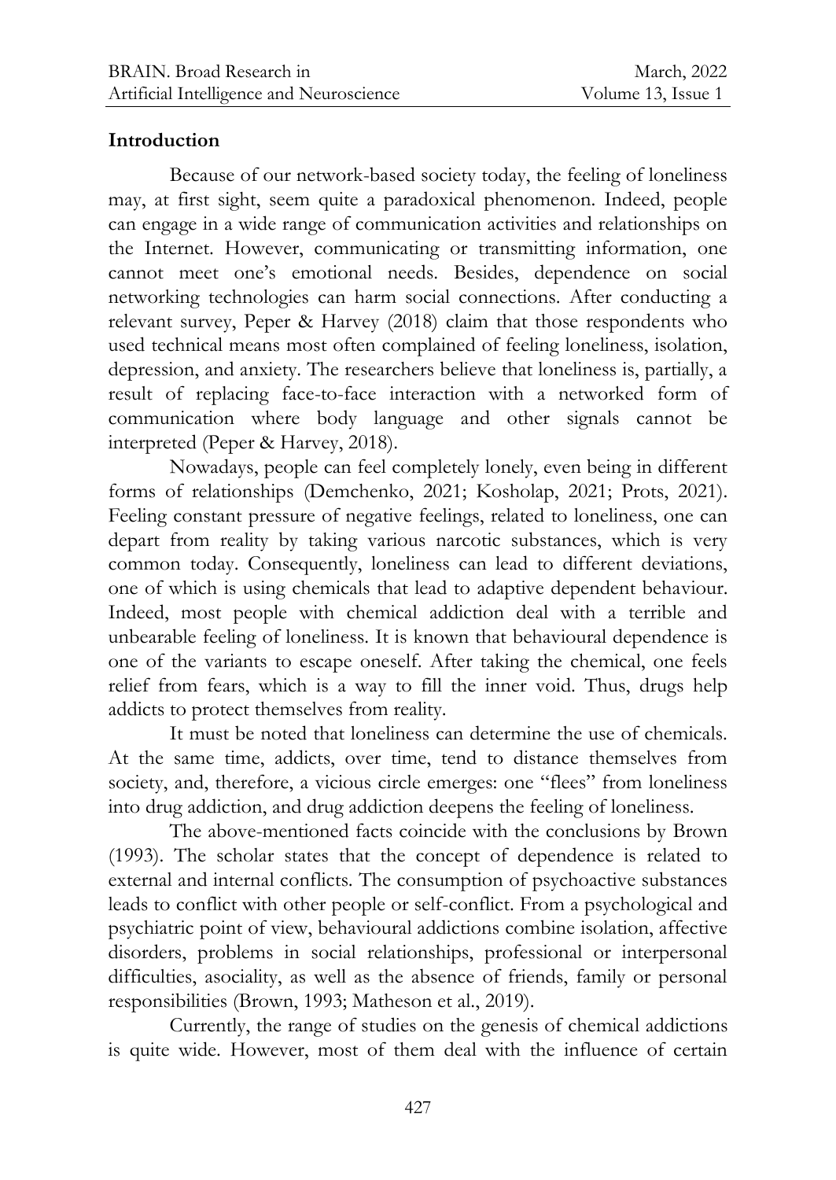## Introduction

Because of our network-based society today, the feeling of loneliness may, at first sight, seem quite a paradoxical phenomenon. Indeed, people can engage in a wide range of communication activities and relationships on the Internet. However, communicating or transmitting information, one cannot meet one's emotional needs. Besides, dependence on social networking technologies can harm social connections. After conducting a relevant survey, Peper & Harvey (2018) claim that those respondents who used technical means most often complained of feeling loneliness, isolation, depression, and anxiety. The researchers believe that loneliness is, partially, a result of replacing face-to-face interaction with a networked form of communication where body language and other signals cannot be interpreted (Peper & Harvey, 2018).

Nowadays, people can feel completely lonely, even being in different forms of relationships (Demchenko, 2021; Kosholap, 2021; Prots, 2021). Feeling constant pressure of negative feelings, related to loneliness, one can depart from reality by taking various narcotic substances, which is very common today. Consequently, loneliness can lead to different deviations, one of which is using chemicals that lead to adaptive dependent behaviour. Indeed, most people with chemical addiction deal with a terrible and unbearable feeling of loneliness. It is known that behavioural dependence is one of the variants to escape oneself. After taking the chemical, one feels relief from fears, which is a way to fill the inner void. Thus, drugs help addicts to protect themselves from reality.

It must be noted that loneliness can determine the use of chemicals. At the same time, addicts, over time, tend to distance themselves from society, and, therefore, a vicious circle emerges: one "flees" from loneliness into drug addiction, and drug addiction deepens the feeling of loneliness.

The above-mentioned facts coincide with the conclusions by Brown (1993). The scholar states that the concept of dependence is related to external and internal conflicts. The consumption of psychoactive substances leads to conflict with other people or self-conflict. From a psychological and psychiatric point of view, behavioural addictions combine isolation, affective disorders, problems in social relationships, professional or interpersonal difficulties, asociality, as well as the absence of friends, family or personal responsibilities (Brown, 1993; Matheson et al., 2019).

Currently, the range of studies on the genesis of chemical addictions is quite wide. However, most of them deal with the influence of certain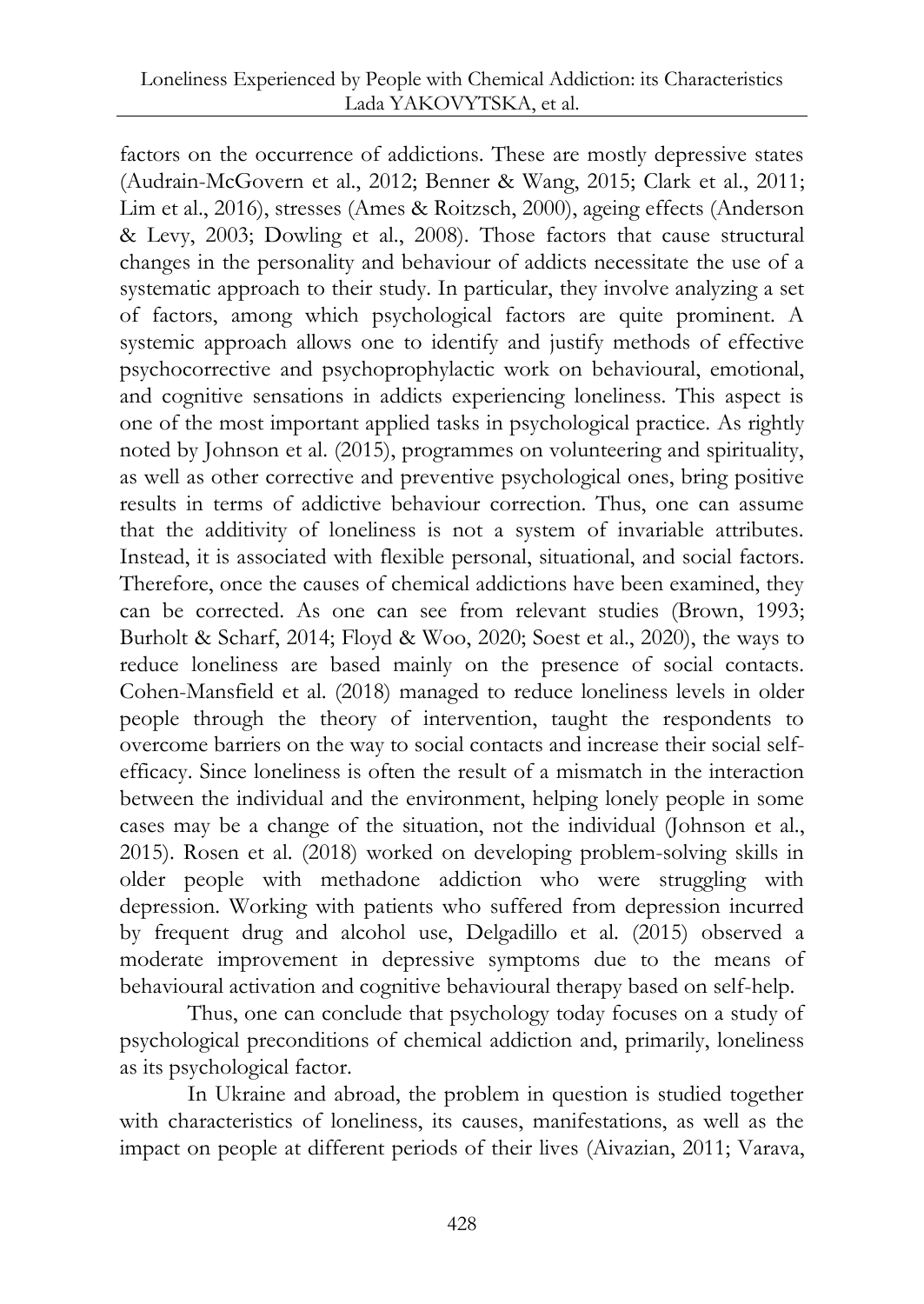factors on the occurrence of addictions. These are mostly depressive states (Audrain-McGovern et al., 2012; Benner & Wang, 2015; Clark et al., 2011; Lim et al., 2016), stresses (Ames & Roitzsch, 2000), ageing effects (Anderson & Levy, 2003; Dowling et al., 2008). Those factors that cause structural changes in the personality and behaviour of addicts necessitate the use of a systematic approach to their study. In particular, they involve analyzing a set of factors, among which psychological factors are quite prominent. A systemic approach allows one to identify and justify methods of effective psychocorrective and psychoprophylactic work on behavioural, emotional, and cognitive sensations in addicts experiencing loneliness. This aspect is one of the most important applied tasks in psychological practice. As rightly noted by Johnson et al. (2015), programmes on volunteering and spirituality, as well as other corrective and preventive psychological ones, bring positive results in terms of addictive behaviour correction. Thus, one can assume that the additivity of loneliness is not a system of invariable attributes. Instead, it is associated with flexible personal, situational, and social factors. Therefore, once the causes of chemical addictions have been examined, they can be corrected. As one can see from relevant studies (Brown, 1993; Burholt & Scharf, 2014; Floyd & Woo, 2020; Soest et al., 2020), the ways to reduce loneliness are based mainly on the presence of social contacts. Cohen-Mansfield et al. (2018) managed to reduce loneliness levels in older people through the theory of intervention, taught the respondents to overcome barriers on the way to social contacts and increase their social self-efficacy. Since loneliness is often the result of a mismatch in the interaction between the individual and the environment, helping lonely people in some cases may be a change of the situation, not the individual (Johnson et al., 2015). Rosen et al. (2018) worked on developing problem-solving skills in older people with methadone addiction who were struggling with depression. Working with patients who suffered from depression incurred by frequent drug and alcohol use, Delgadillo et al. (2015) observed a moderate improvement in depressive symptoms due to the means of behavioural activation and cognitive behavioural therapy based on self-help.

Thus, one can conclude that psychology today focuses on a study of psychological preconditions of chemical addiction and, primarily, loneliness as its psychological factor.

In Ukraine and abroad, the problem in question is studied together with characteristics of loneliness, its causes, manifestations, as well as the impact on people at different periods of their lives (Aivazian, 2011; Varava,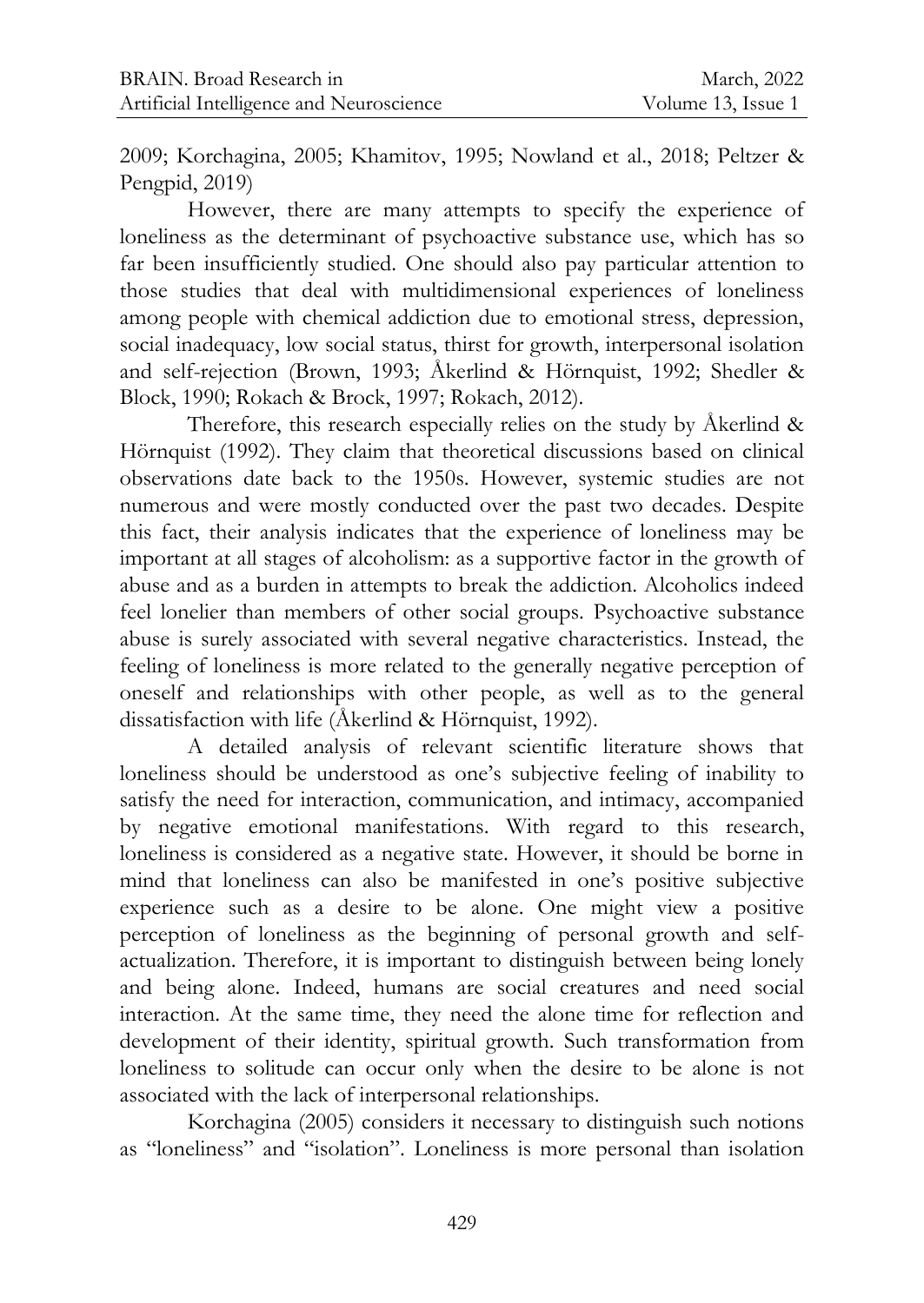2009; Korchagina, 2005; Khamitov, 1995; Nowland et al., 2018; Peltzer & Pengpid, 2019)

However, there are many attempts to specify the experience of loneliness as the determinant of psychoactive substance use, which has so far been insufficiently studied. One should also pay particular attention to those studies that deal with multidimensional experiences of loneliness among people with chemical addiction due to emotional stress, depression, social inadequacy, low social status, thirst for growth, interpersonal isolation and self-rejection (Brown, 1993; Åkerlind & Hörnquist, 1992; Shedler & Block, 1990; Rokach & Brock, 1997; Rokach, 2012).

Therefore, this research especially relies on the study by Åkerlind & Hörnquist (1992). They claim that theoretical discussions based on clinical observations date back to the 1950s. However, systemic studies are not numerous and were mostly conducted over the past two decades. Despite this fact, their analysis indicates that the experience of loneliness may be important at all stages of alcoholism: as a supportive factor in the growth of abuse and as a burden in attempts to break the addiction. Alcoholics indeed feel lonelier than members of other social groups. Psychoactive substance abuse is surely associated with several negative characteristics. Instead, the feeling of loneliness is more related to the generally negative perception of oneself and relationships with other people, as well as to the general dissatisfaction with life (Åkerlind & Hörnquist, 1992).

A detailed analysis of relevant scientific literature shows that loneliness should be understood as one's subjective feeling of inability to satisfy the need for interaction, communication, and intimacy, accompanied by negative emotional manifestations. With regard to this research, loneliness is considered as a negative state. However, it should be borne in mind that loneliness can also be manifested in one's positive subjective experience such as a desire to be alone. One might view a positive perception of loneliness as the beginning of personal growth and self-actualization. Therefore, it is important to distinguish between being lonely and being alone. Indeed, humans are social creatures and need social interaction. At the same time, they need the alone time for reflection and development of their identity, spiritual growth. Such transformation from loneliness to solitude can occur only when the desire to be alone is not associated with the lack of interpersonal relationships.

Korchagina (2005) considers it necessary to distinguish such notions as "loneliness" and "isolation". Loneliness is more personal than isolation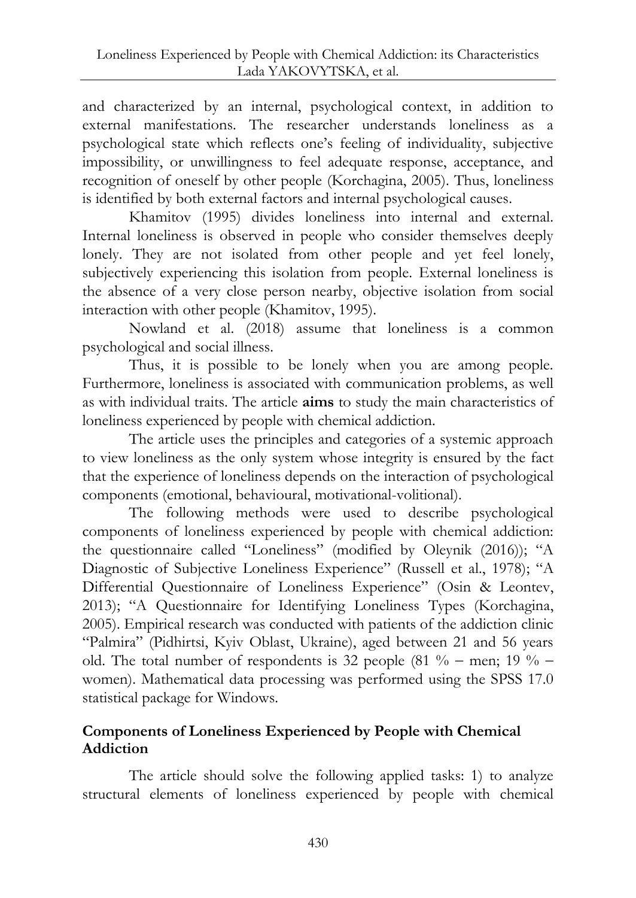and characterized by an internal, psychological context, in addition to external manifestations. The researcher understands loneliness as a psychological state which reflects one's feeling of individuality, subjective impossibility, or unwillingness to feel adequate response, acceptance, and recognition of oneself by other people (Korchagina, 2005). Thus, loneliness is identified by both external factors and internal psychological causes.

Khamitov (1995) divides loneliness into internal and external. Internal loneliness is observed in people who consider themselves deeply lonely. They are not isolated from other people and yet feel lonely, subjectively experiencing this isolation from people. External loneliness is the absence of a very close person nearby, objective isolation from social interaction with other people (Khamitov, 1995).

Nowland et al. (2018) assume that loneliness is a common psychological and social illness.

Thus, it is possible to be lonely when you are among people. Furthermore, loneliness is associated with communication problems, as well as with individual traits. The article **aims** to study the main characteristics of loneliness experienced by people with chemical addiction.

The article uses the principles and categories of a systemic approach to view loneliness as the only system whose integrity is ensured by the fact that the experience of loneliness depends on the interaction of psychological components (emotional, behavioural, motivational-volitional).

The following methods were used to describe psychological components of loneliness experienced by people with chemical addiction: the questionnaire called "Loneliness" (modified by Oleynik (2016)); "A Diagnostic of Subjective Loneliness Experience" (Russell et al., 1978); "A Differential Questionnaire of Loneliness Experience" (Osin & Leontev, 2013); "A Questionnaire for Identifying Loneliness Types (Korchagina, 2005). Empirical research was conducted with patients of the addiction clinic "Palmira" (Pidhirtsi, Kyiv Oblast, Ukraine), aged between 21 and 56 years old. The total number of respondents is 32 people (81 % – men; 19 % – women). Mathematical data processing was performed using the SPSS 17.0 statistical package for Windows.

## Components of Loneliness Experienced by People with Chemical Addiction

The article should solve the following applied tasks: 1) to analyze structural elements of loneliness experienced by people with chemical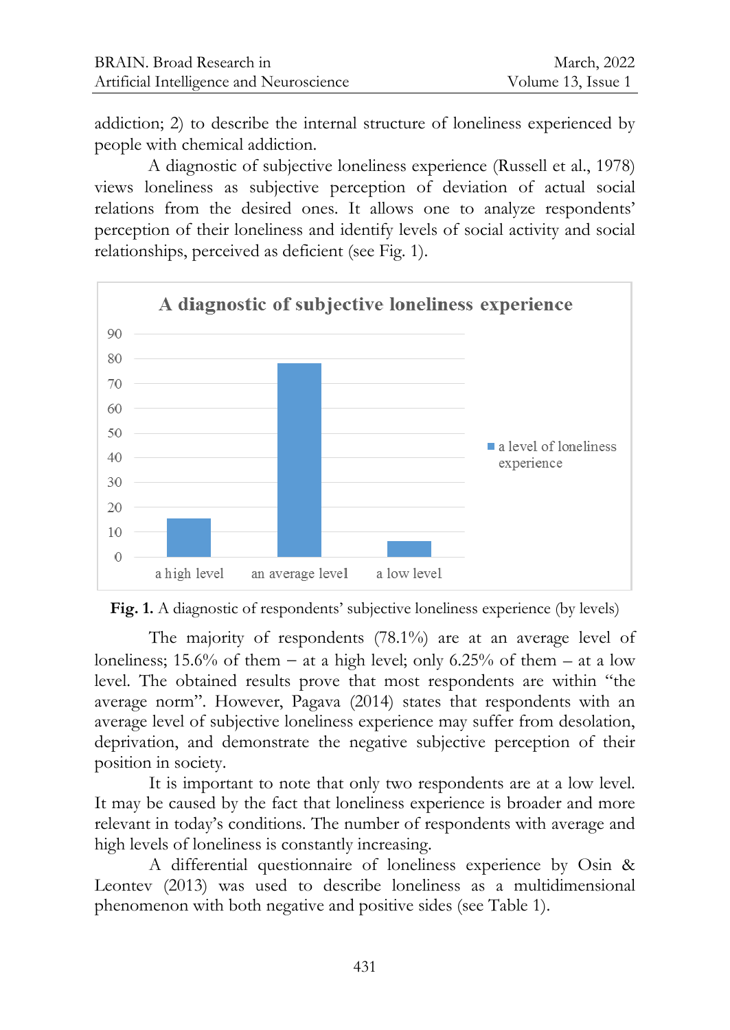addiction; 2) to describe the internal structure of loneliness experienced by people with chemical addiction.

A diagnostic of subjective loneliness experience (Russell et al., 1978) views loneliness as subjective perception of deviation of actual social relations from the desired ones. It allows one to analyze respondents' perception of their loneliness and identify levels of social activity and social relationships, perceived as deficient (see Fig. 1).

**Fig. 1.** A diagnostic of respondents' subjective loneliness experience (by levels)

The majority of respondents (78.1%) are at an average level of loneliness; 15.6% of them – at a high level; only 6.25% of them – at a low level. The obtained results prove that most respondents are within "the average norm". However, Pagava (2014) states that respondents with an average level of subjective loneliness experience may suffer from desolation, deprivation, and demonstrate the negative subjective perception of their position in society.

It is important to note that only two respondents are at a low level. It may be caused by the fact that loneliness experience is broader and more relevant in today's conditions. The number of respondents with average and high levels of loneliness is constantly increasing.

A differential questionnaire of loneliness experience by Osin & Leontev (2013) was used to describe loneliness as a multidimensional phenomenon with both negative and positive sides (see Table 1).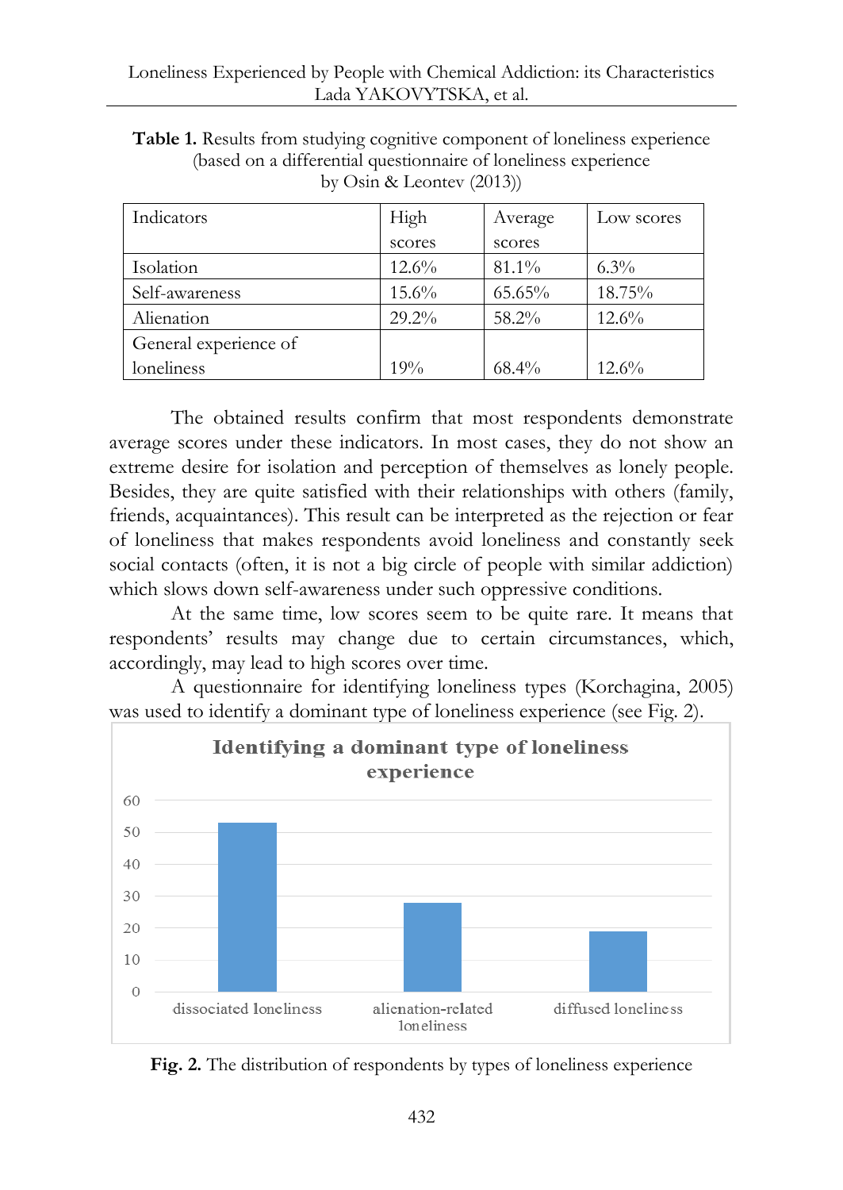**Table 1.** Results from studying cognitive component of loneliness experience (based on a differential questionnaire of loneliness experience by Osin & Leontev (2013))

| Indicators | High scores | Average scores | Low scores |
|---|---|---|---|
| Isolation | 12.6% | 81.1% | 6.3% |
| Self-awareness | 15.6% | 65.65% | 18.75% |
| Alienation | 29.2% | 58.2% | 12.6% |
| General experience of loneliness | 19% | 68.4% | 12.6% |

The obtained results confirm that most respondents demonstrate average scores under these indicators. In most cases, they do not show an extreme desire for isolation and perception of themselves as lonely people. Besides, they are quite satisfied with their relationships with others (family, friends, acquaintances). This result can be interpreted as the rejection or fear of loneliness that makes respondents avoid loneliness and constantly seek social contacts (often, it is not a big circle of people with similar addiction) which slows down self-awareness under such oppressive conditions.

At the same time, low scores seem to be quite rare. It means that respondents' results may change due to certain circumstances, which, accordingly, may lead to high scores over time.

A questionnaire for identifying loneliness types (Korchagina, 2005) was used to identify a dominant type of loneliness experience (see Fig. 2).

**Fig. 2.** The distribution of respondents by types of loneliness experience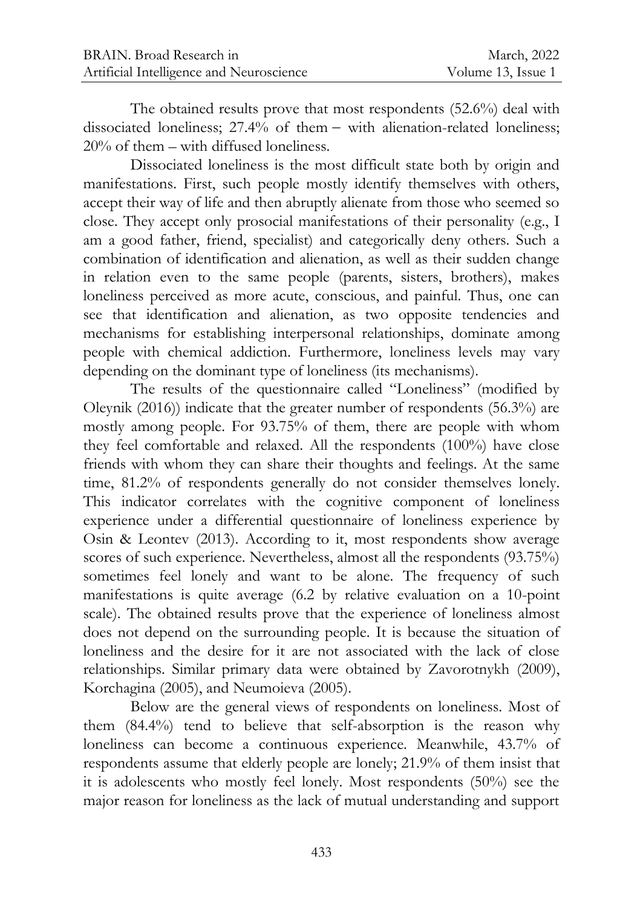The obtained results prove that most respondents (52.6%) deal with dissociated loneliness; 27.4% of them – with alienation-related loneliness; 20% of them – with diffused loneliness.

Dissociated loneliness is the most difficult state both by origin and manifestations. First, such people mostly identify themselves with others, accept their way of life and then abruptly alienate from those who seemed so close. They accept only prosocial manifestations of their personality (e.g., I am a good father, friend, specialist) and categorically deny others. Such a combination of identification and alienation, as well as their sudden change in relation even to the same people (parents, sisters, brothers), makes loneliness perceived as more acute, conscious, and painful. Thus, one can see that identification and alienation, as two opposite tendencies and mechanisms for establishing interpersonal relationships, dominate among people with chemical addiction. Furthermore, loneliness levels may vary depending on the dominant type of loneliness (its mechanisms).

The results of the questionnaire called "Loneliness" (modified by Oleynik (2016)) indicate that the greater number of respondents (56.3%) are mostly among people. For 93.75% of them, there are people with whom they feel comfortable and relaxed. All the respondents (100%) have close friends with whom they can share their thoughts and feelings. At the same time, 81.2% of respondents generally do not consider themselves lonely. This indicator correlates with the cognitive component of loneliness experience under a differential questionnaire of loneliness experience by Osin & Leontev (2013). According to it, most respondents show average scores of such experience. Nevertheless, almost all the respondents (93.75%) sometimes feel lonely and want to be alone. The frequency of such manifestations is quite average (6.2 by relative evaluation on a 10-point scale). The obtained results prove that the experience of loneliness almost does not depend on the surrounding people. It is because the situation of loneliness and the desire for it are not associated with the lack of close relationships. Similar primary data were obtained by Zavorotnykh (2009), Korchagina (2005), and Neumoieva (2005).

Below are the general views of respondents on loneliness. Most of them (84.4%) tend to believe that self-absorption is the reason why loneliness can become a continuous experience. Meanwhile, 43.7% of respondents assume that elderly people are lonely; 21.9% of them insist that it is adolescents who mostly feel lonely. Most respondents (50%) see the major reason for loneliness as the lack of mutual understanding and support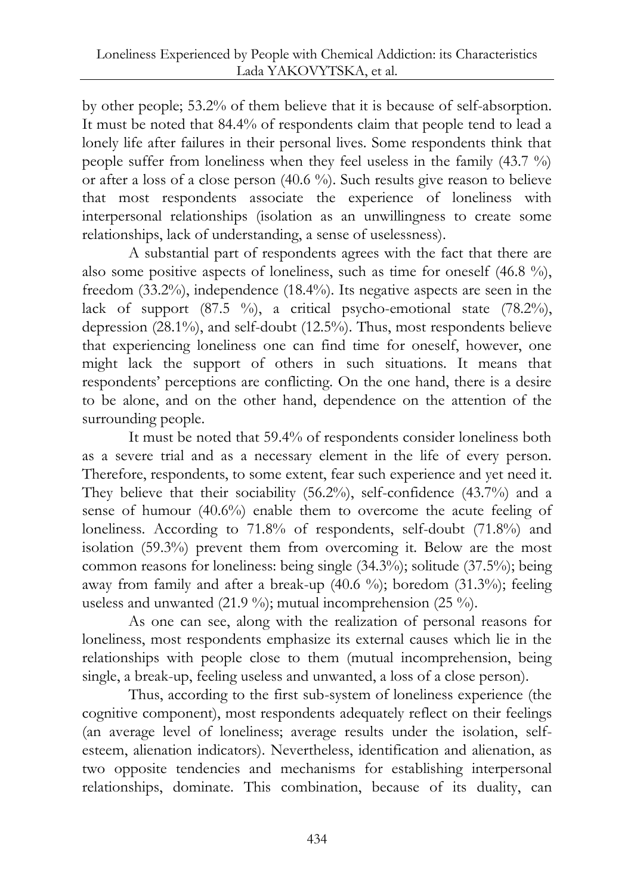by other people; 53.2% of them believe that it is because of self-absorption. It must be noted that 84.4% of respondents claim that people tend to lead a lonely life after failures in their personal lives. Some respondents think that people suffer from loneliness when they feel useless in the family (43.7 %) or after a loss of a close person (40.6 %). Such results give reason to believe that most respondents associate the experience of loneliness with interpersonal relationships (isolation as an unwillingness to create some relationships, lack of understanding, a sense of uselessness).

A substantial part of respondents agrees with the fact that there are also some positive aspects of loneliness, such as time for oneself (46.8 %), freedom (33.2%), independence (18.4%). Its negative aspects are seen in the lack of support (87.5 %), a critical psycho-emotional state (78.2%), depression (28.1%), and self-doubt (12.5%). Thus, most respondents believe that experiencing loneliness one can find time for oneself, however, one might lack the support of others in such situations. It means that respondents' perceptions are conflicting. On the one hand, there is a desire to be alone, and on the other hand, dependence on the attention of the surrounding people.

It must be noted that 59.4% of respondents consider loneliness both as a severe trial and as a necessary element in the life of every person. Therefore, respondents, to some extent, fear such experience and yet need it. They believe that their sociability (56.2%), self-confidence (43.7%) and a sense of humour (40.6%) enable them to overcome the acute feeling of loneliness. According to 71.8% of respondents, self-doubt (71.8%) and isolation (59.3%) prevent them from overcoming it. Below are the most common reasons for loneliness: being single (34.3%); solitude (37.5%); being away from family and after a break-up (40.6 %); boredom (31.3%); feeling useless and unwanted (21.9 %); mutual incomprehension (25 %).

As one can see, along with the realization of personal reasons for loneliness, most respondents emphasize its external causes which lie in the relationships with people close to them (mutual incomprehension, being single, a break-up, feeling useless and unwanted, a loss of a close person).

Thus, according to the first sub-system of loneliness experience (the cognitive component), most respondents adequately reflect on their feelings (an average level of loneliness; average results under the isolation, self-esteem, alienation indicators). Nevertheless, identification and alienation, as two opposite tendencies and mechanisms for establishing interpersonal relationships, dominate. This combination, because of its duality, can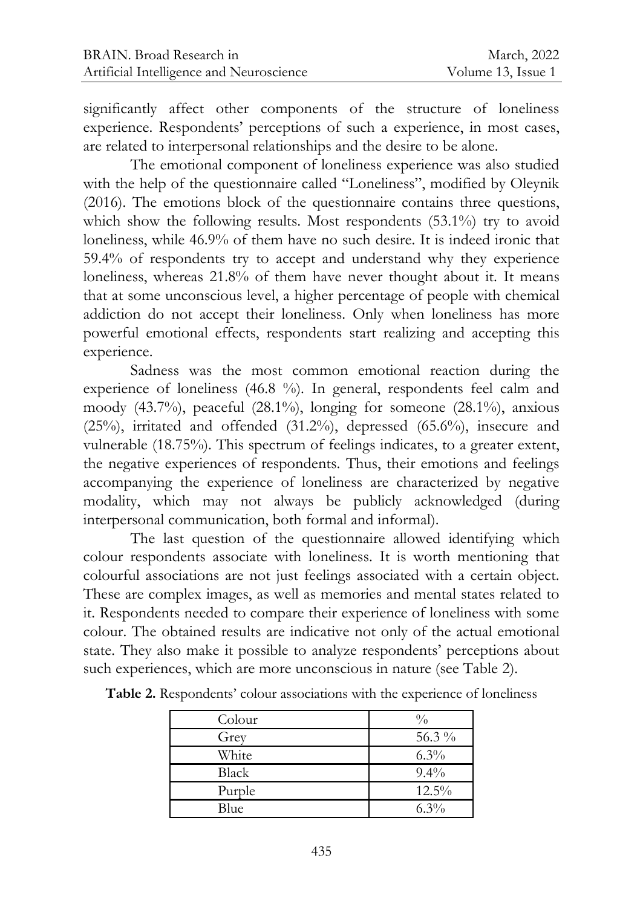significantly affect other components of the structure of loneliness experience. Respondents' perceptions of such a experience, in most cases, are related to interpersonal relationships and the desire to be alone.

The emotional component of loneliness experience was also studied with the help of the questionnaire called "Loneliness", modified by Oleynik (2016). The emotions block of the questionnaire contains three questions, which show the following results. Most respondents (53.1%) try to avoid loneliness, while 46.9% of them have no such desire. It is indeed ironic that 59.4% of respondents try to accept and understand why they experience loneliness, whereas 21.8% of them have never thought about it. It means that at some unconscious level, a higher percentage of people with chemical addiction do not accept their loneliness. Only when loneliness has more powerful emotional effects, respondents start realizing and accepting this experience.

Sadness was the most common emotional reaction during the experience of loneliness (46.8 %). In general, respondents feel calm and moody (43.7%), peaceful (28.1%), longing for someone (28.1%), anxious (25%), irritated and offended (31.2%), depressed (65.6%), insecure and vulnerable (18.75%). This spectrum of feelings indicates, to a greater extent, the negative experiences of respondents. Thus, their emotions and feelings accompanying the experience of loneliness are characterized by negative modality, which may not always be publicly acknowledged (during interpersonal communication, both formal and informal).

The last question of the questionnaire allowed identifying which colour respondents associate with loneliness. It is worth mentioning that colourful associations are not just feelings associated with a certain object. These are complex images, as well as memories and mental states related to it. Respondents needed to compare their experience of loneliness with some colour. The obtained results are indicative not only of the actual emotional state. They also make it possible to analyze respondents' perceptions about such experiences, which are more unconscious in nature (see Table 2).

**Table 2.** Respondents' colour associations with the experience of loneliness

| Colour | % |
|---|---|
| Grey | 56.3 % |
| White | 6.3% |
| Black | 9.4% |
| Purple | 12.5% |
| Blue | 6.3% |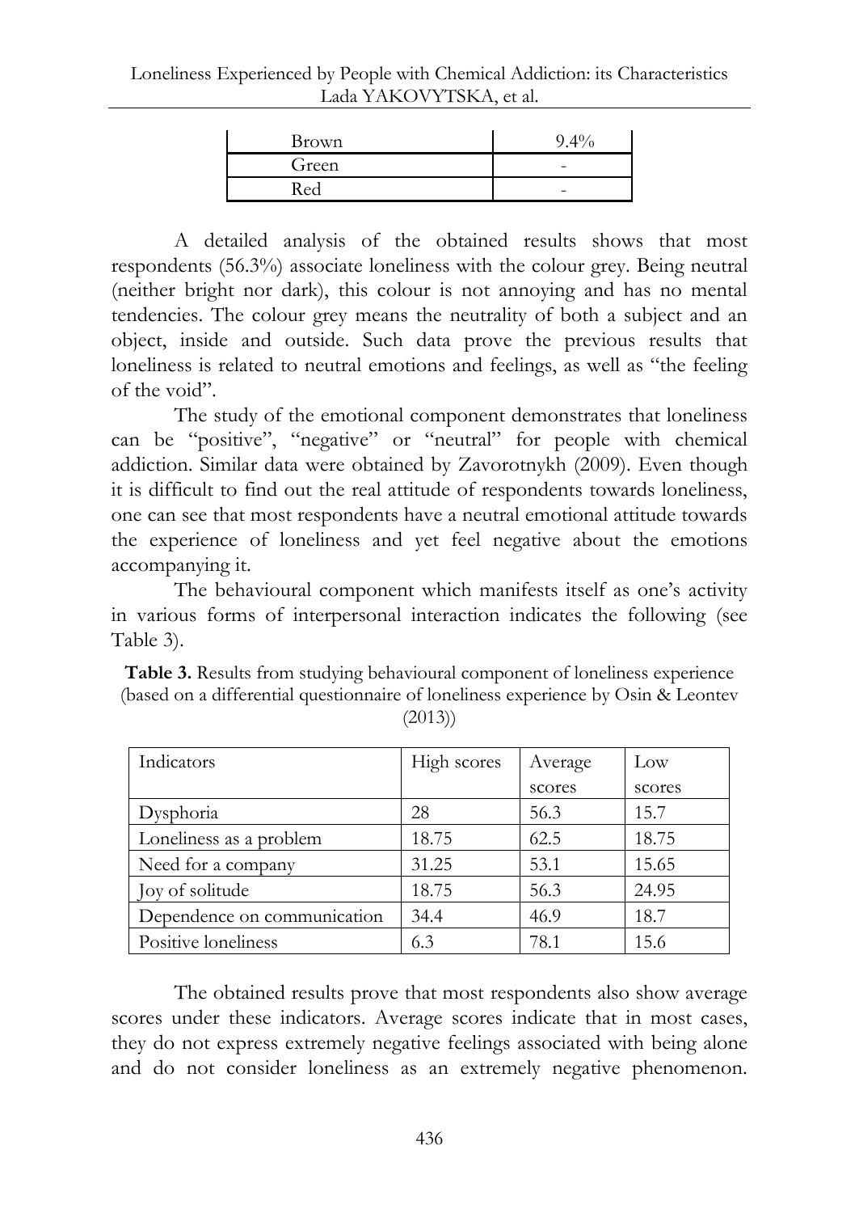| Brown | 9.4% |
|---|---|
| Green | - |
| Red | - |

A detailed analysis of the obtained results shows that most respondents (56.3%) associate loneliness with the colour grey. Being neutral (neither bright nor dark), this colour is not annoying and has no mental tendencies. The colour grey means the neutrality of both a subject and an object, inside and outside. Such data prove the previous results that loneliness is related to neutral emotions and feelings, as well as "the feeling of the void".

The study of the emotional component demonstrates that loneliness can be "positive", "negative" or "neutral" for people with chemical addiction. Similar data were obtained by Zavorotnykh (2009). Even though it is difficult to find out the real attitude of respondents towards loneliness, one can see that most respondents have a neutral emotional attitude towards the experience of loneliness and yet feel negative about the emotions accompanying it.

The behavioural component which manifests itself as one's activity in various forms of interpersonal interaction indicates the following (see Table 3).

**Table 3.** Results from studying behavioural component of loneliness experience (based on a differential questionnaire of loneliness experience by Osin & Leontev (2013))

| Indicators | High scores | Average scores | Low scores |
|---|---|---|---|
| Dysphoria | 28 | 56.3 | 15.7 |
| Loneliness as a problem | 18.75 | 62.5 | 18.75 |
| Need for a company | 31.25 | 53.1 | 15.65 |
| Joy of solitude | 18.75 | 56.3 | 24.95 |
| Dependence on communication | 34.4 | 46.9 | 18.7 |
| Positive loneliness | 6.3 | 78.1 | 15.6 |

The obtained results prove that most respondents also show average scores under these indicators. Average scores indicate that in most cases, they do not express extremely negative feelings associated with being alone and do not consider loneliness as an extremely negative phenomenon.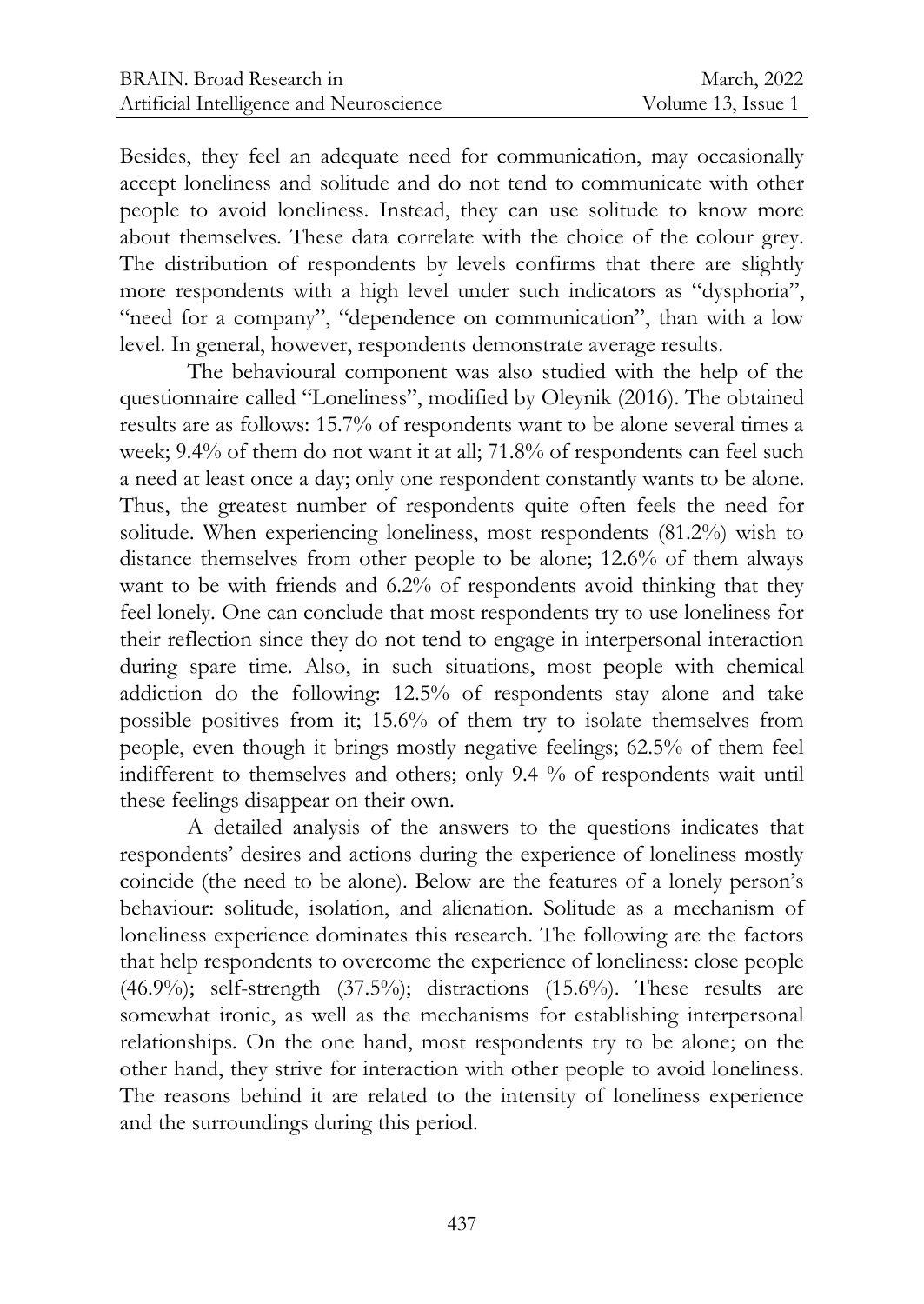Besides, they feel an adequate need for communication, may occasionally accept loneliness and solitude and do not tend to communicate with other people to avoid loneliness. Instead, they can use solitude to know more about themselves. These data correlate with the choice of the colour grey. The distribution of respondents by levels confirms that there are slightly more respondents with a high level under such indicators as "dysphoria", "need for a company", "dependence on communication", than with a low level. In general, however, respondents demonstrate average results.

The behavioural component was also studied with the help of the questionnaire called "Loneliness", modified by Oleynik (2016). The obtained results are as follows: 15.7% of respondents want to be alone several times a week; 9.4% of them do not want it at all; 71.8% of respondents can feel such a need at least once a day; only one respondent constantly wants to be alone. Thus, the greatest number of respondents quite often feels the need for solitude. When experiencing loneliness, most respondents (81.2%) wish to distance themselves from other people to be alone; 12.6% of them always want to be with friends and 6.2% of respondents avoid thinking that they feel lonely. One can conclude that most respondents try to use loneliness for their reflection since they do not tend to engage in interpersonal interaction during spare time. Also, in such situations, most people with chemical addiction do the following: 12.5% of respondents stay alone and take possible positives from it; 15.6% of them try to isolate themselves from people, even though it brings mostly negative feelings; 62.5% of them feel indifferent to themselves and others; only 9.4 % of respondents wait until these feelings disappear on their own.

A detailed analysis of the answers to the questions indicates that respondents' desires and actions during the experience of loneliness mostly coincide (the need to be alone). Below are the features of a lonely person's behaviour: solitude, isolation, and alienation. Solitude as a mechanism of loneliness experience dominates this research. The following are the factors that help respondents to overcome the experience of loneliness: close people (46.9%); self-strength (37.5%); distractions (15.6%). These results are somewhat ironic, as well as the mechanisms for establishing interpersonal relationships. On the one hand, most respondents try to be alone; on the other hand, they strive for interaction with other people to avoid loneliness. The reasons behind it are related to the intensity of loneliness experience and the surroundings during this period.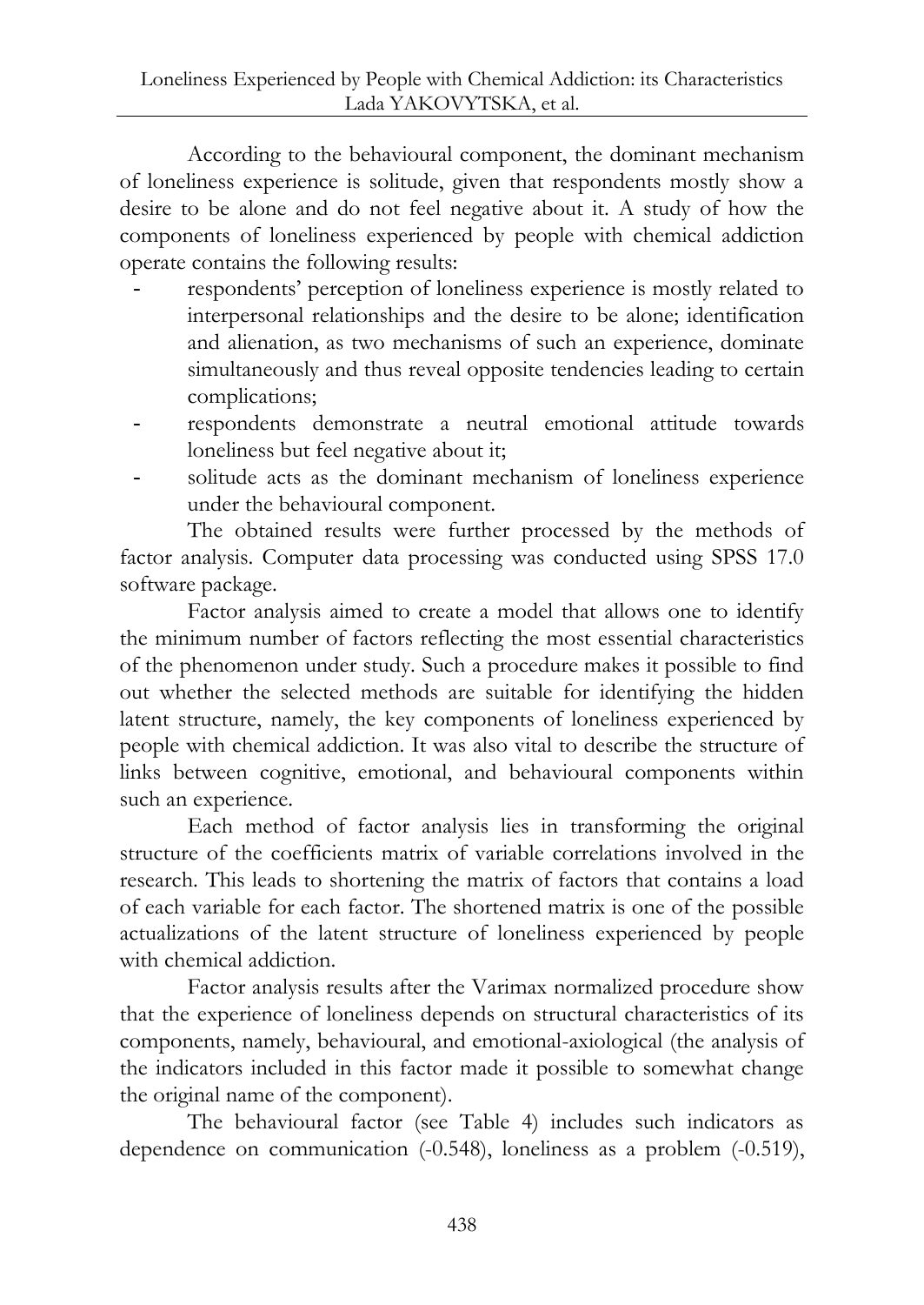According to the behavioural component, the dominant mechanism of loneliness experience is solitude, given that respondents mostly show a desire to be alone and do not feel negative about it. A study of how the components of loneliness experienced by people with chemical addiction operate contains the following results:

- respondents' perception of loneliness experience is mostly related to interpersonal relationships and the desire to be alone; identification and alienation, as two mechanisms of such an experience, dominate simultaneously and thus reveal opposite tendencies leading to certain complications;
- respondents demonstrate a neutral emotional attitude towards loneliness but feel negative about it;
- solitude acts as the dominant mechanism of loneliness experience under the behavioural component.

The obtained results were further processed by the methods of factor analysis. Computer data processing was conducted using SPSS 17.0 software package.

Factor analysis aimed to create a model that allows one to identify the minimum number of factors reflecting the most essential characteristics of the phenomenon under study. Such a procedure makes it possible to find out whether the selected methods are suitable for identifying the hidden latent structure, namely, the key components of loneliness experienced by people with chemical addiction. It was also vital to describe the structure of links between cognitive, emotional, and behavioural components within such an experience.

Each method of factor analysis lies in transforming the original structure of the coefficients matrix of variable correlations involved in the research. This leads to shortening the matrix of factors that contains a load of each variable for each factor. The shortened matrix is one of the possible actualizations of the latent structure of loneliness experienced by people with chemical addiction.

Factor analysis results after the Varimax normalized procedure show that the experience of loneliness depends on structural characteristics of its components, namely, behavioural, and emotional-axiological (the analysis of the indicators included in this factor made it possible to somewhat change the original name of the component).

The behavioural factor (see Table 4) includes such indicators as dependence on communication (-0.548), loneliness as a problem (-0.519),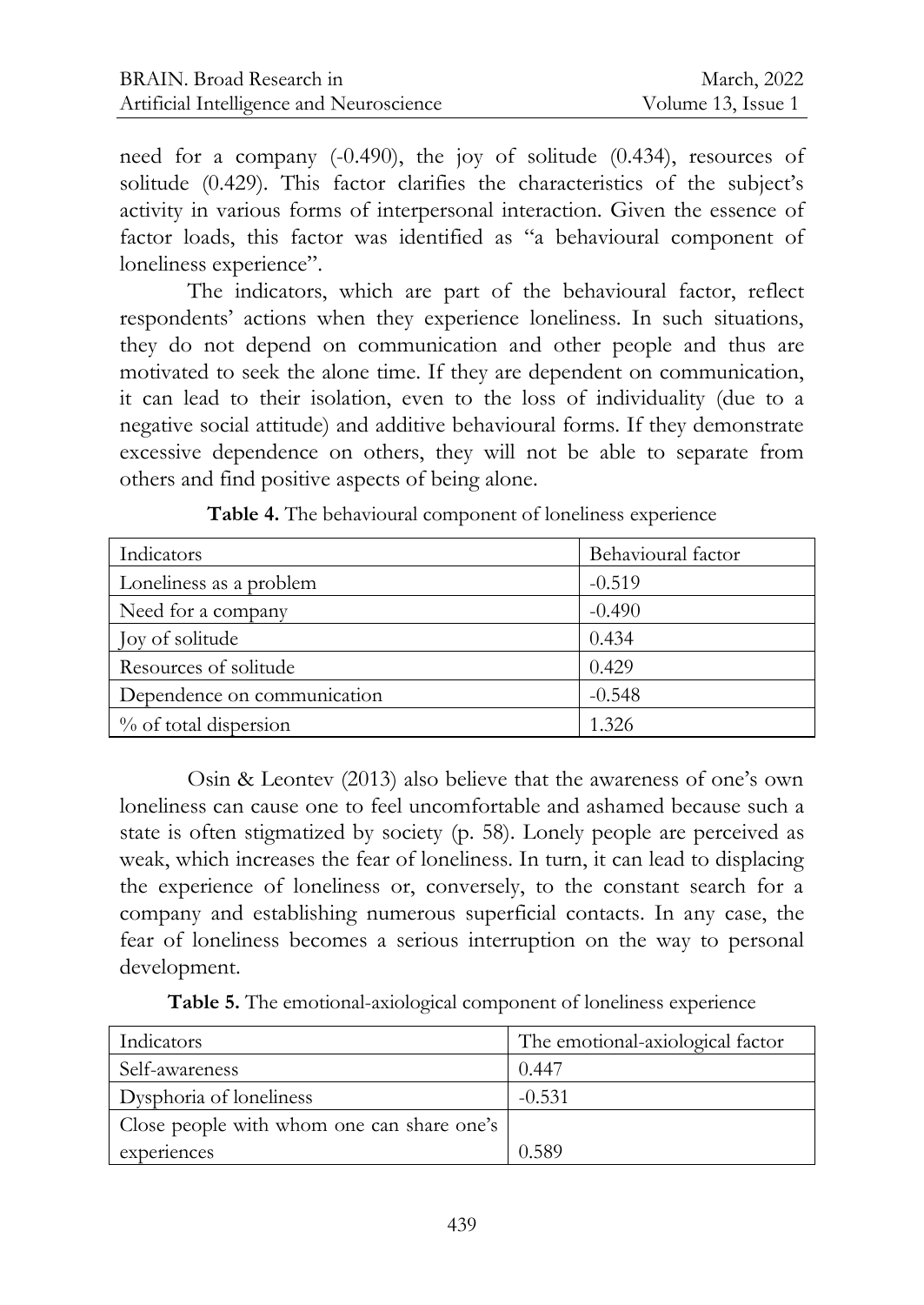need for a company (-0.490), the joy of solitude (0.434), resources of solitude (0.429). This factor clarifies the characteristics of the subject's activity in various forms of interpersonal interaction. Given the essence of factor loads, this factor was identified as "a behavioural component of loneliness experience".

The indicators, which are part of the behavioural factor, reflect respondents' actions when they experience loneliness. In such situations, they do not depend on communication and other people and thus are motivated to seek the alone time. If they are dependent on communication, it can lead to their isolation, even to the loss of individuality (due to a negative social attitude) and additive behavioural forms. If they demonstrate excessive dependence on others, they will not be able to separate from others and find positive aspects of being alone.

**Table 4.** The behavioural component of loneliness experience

| Indicators | Behavioural factor |
|---|---|
| Loneliness as a problem | -0.519 |
| Need for a company | -0.490 |
| Joy of solitude | 0.434 |
| Resources of solitude | 0.429 |
| Dependence on communication | -0.548 |
| % of total dispersion | 1.326 |

Osin & Leontev (2013) also believe that the awareness of one's own loneliness can cause one to feel uncomfortable and ashamed because such a state is often stigmatized by society (p. 58). Lonely people are perceived as weak, which increases the fear of loneliness. In turn, it can lead to displacing the experience of loneliness or, conversely, to the constant search for a company and establishing numerous superficial contacts. In any case, the fear of loneliness becomes a serious interruption on the way to personal development.

**Table 5.** The emotional-axiological component of loneliness experience

| Indicators | The emotional-axiological factor |
|---|---|
| Self-awareness | 0.447 |
| Dysphoria of loneliness | -0.531 |
| Close people with whom one can share one's experiences | 0.589 |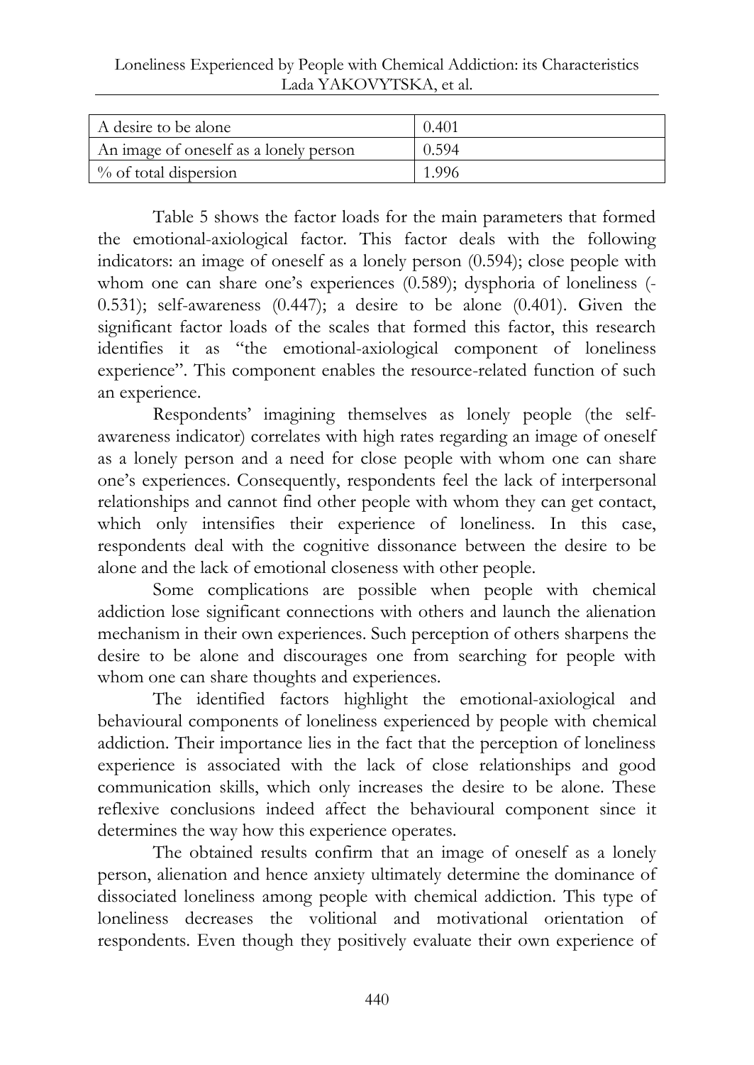| A desire to be alone | 0.401 |
|---|---|
| An image of oneself as a lonely person | 0.594 |
| % of total dispersion | 1.996 |

Table 5 shows the factor loads for the main parameters that formed the emotional-axiological factor. This factor deals with the following indicators: an image of oneself as a lonely person (0.594); close people with whom one can share one's experiences (0.589); dysphoria of loneliness (-0.531); self-awareness (0.447); a desire to be alone (0.401). Given the significant factor loads of the scales that formed this factor, this research identifies it as "the emotional-axiological component of loneliness experience". This component enables the resource-related function of such an experience.

Respondents' imagining themselves as lonely people (the self-awareness indicator) correlates with high rates regarding an image of oneself as a lonely person and a need for close people with whom one can share one's experiences. Consequently, respondents feel the lack of interpersonal relationships and cannot find other people with whom they can get contact, which only intensifies their experience of loneliness. In this case, respondents deal with the cognitive dissonance between the desire to be alone and the lack of emotional closeness with other people.

Some complications are possible when people with chemical addiction lose significant connections with others and launch the alienation mechanism in their own experiences. Such perception of others sharpens the desire to be alone and discourages one from searching for people with whom one can share thoughts and experiences.

The identified factors highlight the emotional-axiological and behavioural components of loneliness experienced by people with chemical addiction. Their importance lies in the fact that the perception of loneliness experience is associated with the lack of close relationships and good communication skills, which only increases the desire to be alone. These reflexive conclusions indeed affect the behavioural component since it determines the way how this experience operates.

The obtained results confirm that an image of oneself as a lonely person, alienation and hence anxiety ultimately determine the dominance of dissociated loneliness among people with chemical addiction. This type of loneliness decreases the volitional and motivational orientation of respondents. Even though they positively evaluate their own experience of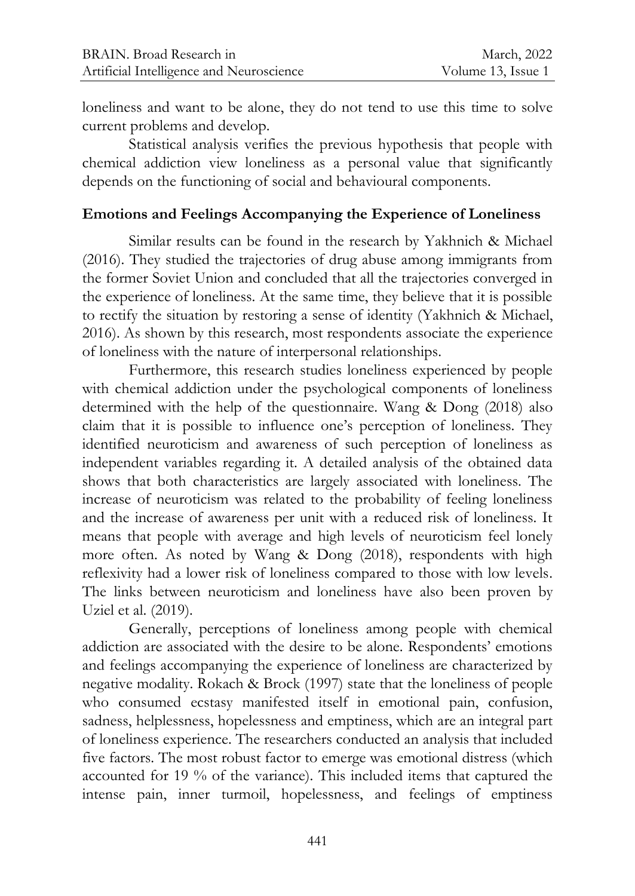loneliness and want to be alone, they do not tend to use this time to solve current problems and develop.

Statistical analysis verifies the previous hypothesis that people with chemical addiction view loneliness as a personal value that significantly depends on the functioning of social and behavioural components.

## Emotions and Feelings Accompanying the Experience of Loneliness

Similar results can be found in the research by Yakhnich & Michael (2016). They studied the trajectories of drug abuse among immigrants from the former Soviet Union and concluded that all the trajectories converged in the experience of loneliness. At the same time, they believe that it is possible to rectify the situation by restoring a sense of identity (Yakhnich & Michael, 2016). As shown by this research, most respondents associate the experience of loneliness with the nature of interpersonal relationships.

Furthermore, this research studies loneliness experienced by people with chemical addiction under the psychological components of loneliness determined with the help of the questionnaire. Wang & Dong (2018) also claim that it is possible to influence one's perception of loneliness. They identified neuroticism and awareness of such perception of loneliness as independent variables regarding it. A detailed analysis of the obtained data shows that both characteristics are largely associated with loneliness. The increase of neuroticism was related to the probability of feeling loneliness and the increase of awareness per unit with a reduced risk of loneliness. It means that people with average and high levels of neuroticism feel lonely more often. As noted by Wang & Dong (2018), respondents with high reflexivity had a lower risk of loneliness compared to those with low levels. The links between neuroticism and loneliness have also been proven by Uziel et al. (2019).

Generally, perceptions of loneliness among people with chemical addiction are associated with the desire to be alone. Respondents' emotions and feelings accompanying the experience of loneliness are characterized by negative modality. Rokach & Brock (1997) state that the loneliness of people who consumed ecstasy manifested itself in emotional pain, confusion, sadness, helplessness, hopelessness and emptiness, which are an integral part of loneliness experience. The researchers conducted an analysis that included five factors. The most robust factor to emerge was emotional distress (which accounted for 19 % of the variance). This included items that captured the intense pain, inner turmoil, hopelessness, and feelings of emptiness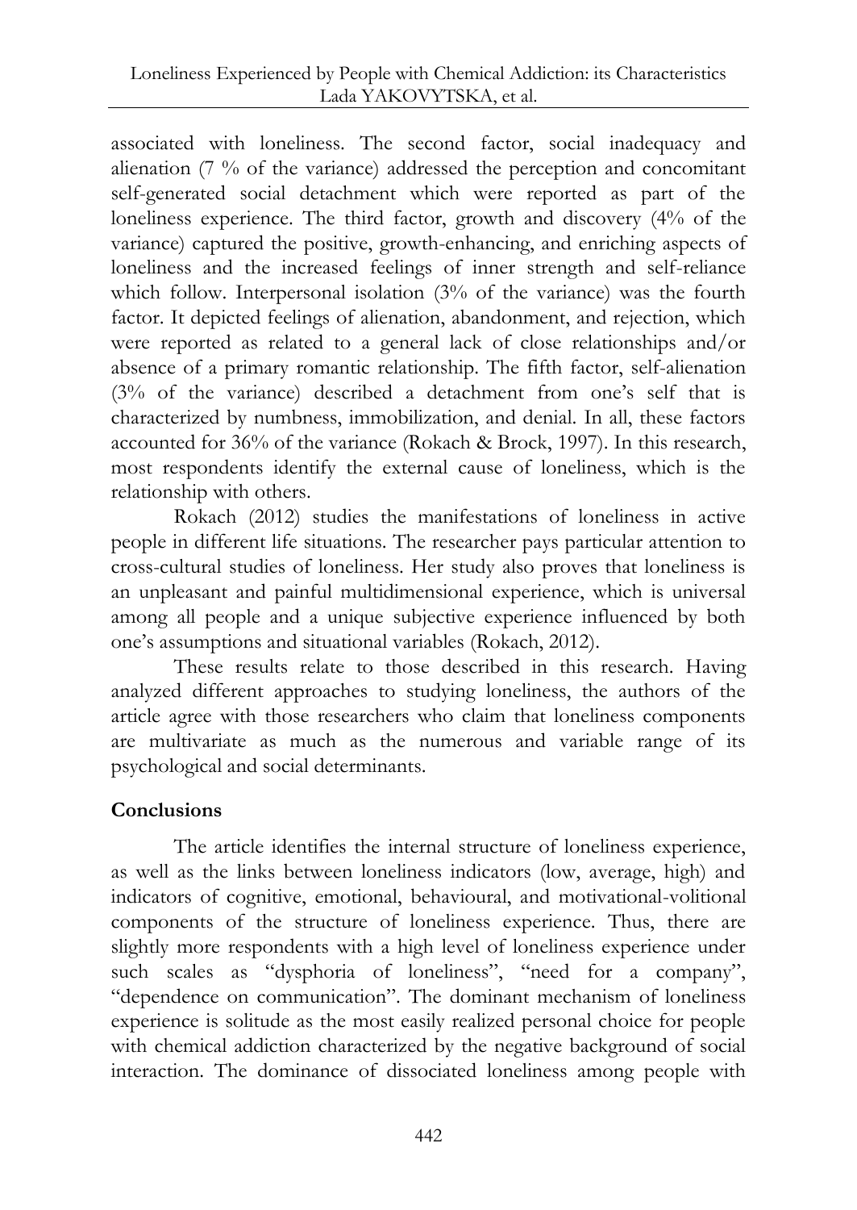associated with loneliness. The second factor, social inadequacy and alienation (7 % of the variance) addressed the perception and concomitant self-generated social detachment which were reported as part of the loneliness experience. The third factor, growth and discovery (4% of the variance) captured the positive, growth-enhancing, and enriching aspects of loneliness and the increased feelings of inner strength and self-reliance which follow. Interpersonal isolation (3% of the variance) was the fourth factor. It depicted feelings of alienation, abandonment, and rejection, which were reported as related to a general lack of close relationships and/or absence of a primary romantic relationship. The fifth factor, self-alienation (3% of the variance) described a detachment from one's self that is characterized by numbness, immobilization, and denial. In all, these factors accounted for 36% of the variance (Rokach & Brock, 1997). In this research, most respondents identify the external cause of loneliness, which is the relationship with others.

Rokach (2012) studies the manifestations of loneliness in active people in different life situations. The researcher pays particular attention to cross-cultural studies of loneliness. Her study also proves that loneliness is an unpleasant and painful multidimensional experience, which is universal among all people and a unique subjective experience influenced by both one's assumptions and situational variables (Rokach, 2012).

These results relate to those described in this research. Having analyzed different approaches to studying loneliness, the authors of the article agree with those researchers who claim that loneliness components are multivariate as much as the numerous and variable range of its psychological and social determinants.

## Conclusions

The article identifies the internal structure of loneliness experience, as well as the links between loneliness indicators (low, average, high) and indicators of cognitive, emotional, behavioural, and motivational-volitional components of the structure of loneliness experience. Thus, there are slightly more respondents with a high level of loneliness experience under such scales as "dysphoria of loneliness", "need for a company", "dependence on communication". The dominant mechanism of loneliness experience is solitude as the most easily realized personal choice for people with chemical addiction characterized by the negative background of social interaction. The dominance of dissociated loneliness among people with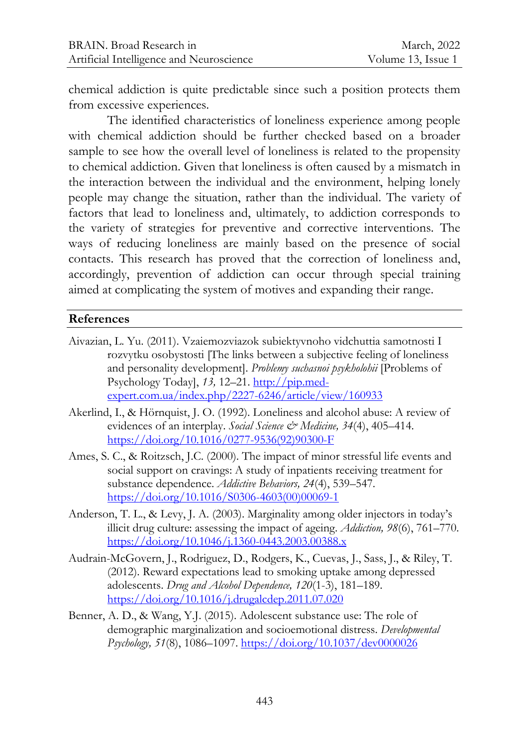chemical addiction is quite predictable since such a position protects them from excessive experiences.

The identified characteristics of loneliness experience among people with chemical addiction should be further checked based on a broader sample to see how the overall level of loneliness is related to the propensity to chemical addiction. Given that loneliness is often caused by a mismatch in the interaction between the individual and the environment, helping lonely people may change the situation, rather than the individual. The variety of factors that lead to loneliness and, ultimately, to addiction corresponds to the variety of strategies for preventive and corrective interventions. The ways of reducing loneliness are mainly based on the presence of social contacts. This research has proved that the correction of loneliness and, accordingly, prevention of addiction can occur through special training aimed at complicating the system of motives and expanding their range.

## References

Aivazian, L. Yu. (2011). Vzaiemozviazok subiektyvnoho vidchuttia samotnosti I rozvytku osobystosti [The links between a subjective feeling of loneliness and personality development]. *Problemy suchasnoi psykholohii* [Problems of Psychology Today], *13,* 12–21. http://pip.med-expert.com.ua/index.php/2227-6246/article/view/160933

Akerlind, I., & Hörnquist, J. O. (1992). Loneliness and alcohol abuse: A review of evidences of an interplay. *Social Science & Medicine, 34*(4), 405–414. https://doi.org/10.1016/0277-9536(92)90300-F

Ames, S. C., & Roitzsch, J.C. (2000). The impact of minor stressful life events and social support on cravings: A study of inpatients receiving treatment for substance dependence. *Addictive Behaviors, 24*(4), 539–547. https://doi.org/10.1016/S0306-4603(00)00069-1

Anderson, T. L., & Levy, J. A. (2003). Marginality among older injectors in today's illicit drug culture: assessing the impact of ageing. *Addiction, 98*(6), 761–770. https://doi.org/10.1046/j.1360-0443.2003.00388.x

Audrain-McGovern, J., Rodriguez, D., Rodgers, K., Cuevas, J., Sass, J., & Riley, T. (2012). Reward expectations lead to smoking uptake among depressed adolescents. *Drug and Alcohol Dependence, 120*(1-3), 181–189. https://doi.org/10.1016/j.drugalcdep.2011.07.020

Benner, A. D., & Wang, Y.J. (2015). Adolescent substance use: The role of demographic marginalization and socioemotional distress. *Developmental Psychology, 51*(8), 1086–1097. https://doi.org/10.1037/dev0000026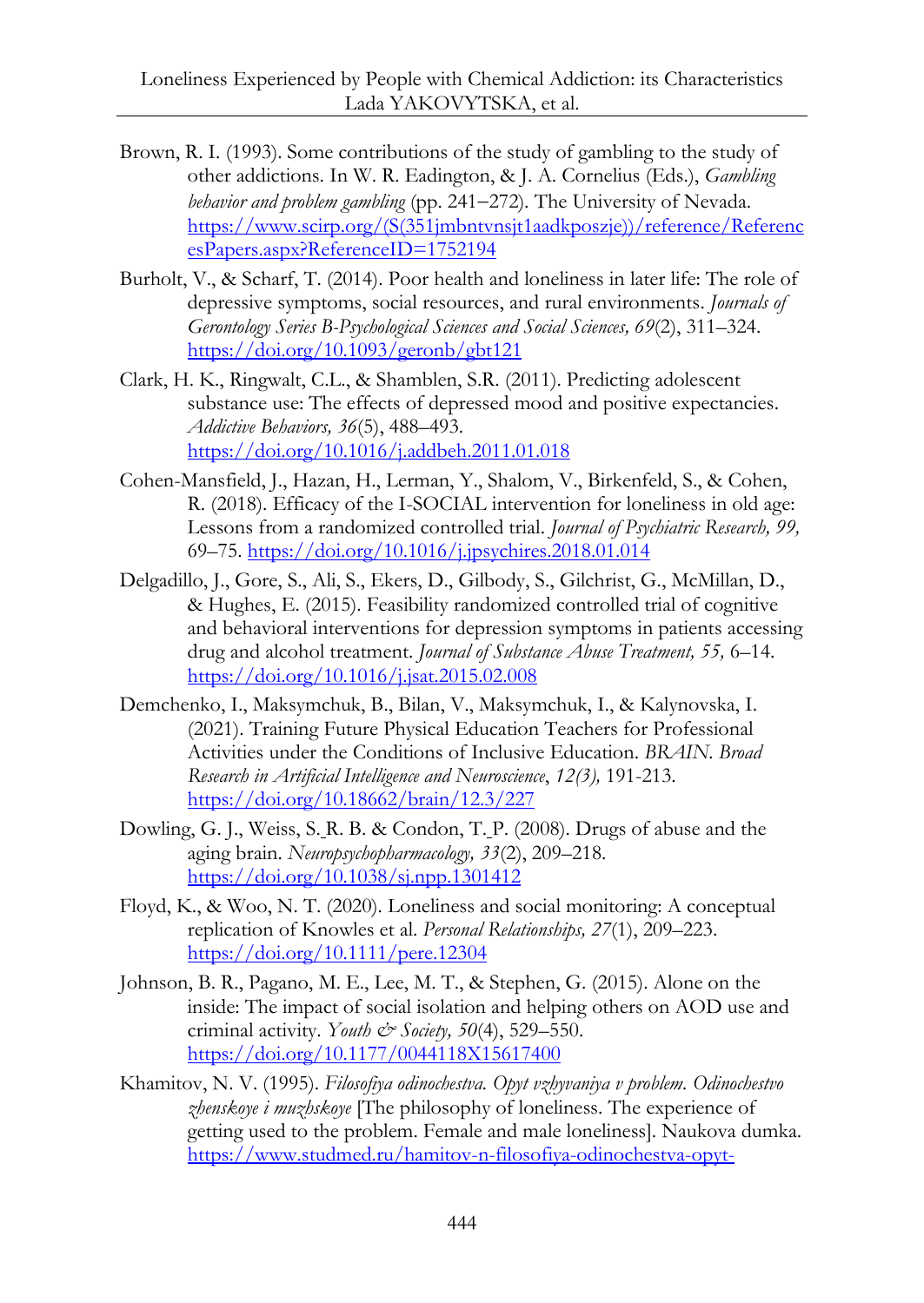Brown, R. I. (1993). Some contributions of the study of gambling to the study of other addictions. In W. R. Eadington, & J. A. Cornelius (Eds.), *Gambling behavior and problem gambling* (pp. 241−272). The University of Nevada. https://www.scirp.org/(S(351jmbntvnsjt1aadkposzje))/reference/ReferencesPapers.aspx?ReferenceID=1752194

Burholt, V., & Scharf, T. (2014). Poor health and loneliness in later life: The role of depressive symptoms, social resources, and rural environments. *Journals of Gerontology Series B-Psychological Sciences and Social Sciences, 69*(2), 311–324. https://doi.org/10.1093/geronb/gbt121

Clark, H. K., Ringwalt, C.L., & Shamblen, S.R. (2011). Predicting adolescent substance use: The effects of depressed mood and positive expectancies. *Addictive Behaviors, 36*(5), 488–493. https://doi.org/10.1016/j.addbeh.2011.01.018

Cohen-Mansfield, J., Hazan, H., Lerman, Y., Shalom, V., Birkenfeld, S., & Cohen, R. (2018). Efficacy of the I-SOCIAL intervention for loneliness in old age: Lessons from a randomized controlled trial. *Journal of Psychiatric Research, 99,* 69–75. https://doi.org/10.1016/j.jpsychires.2018.01.014

Delgadillo, J., Gore, S., Ali, S., Ekers, D., Gilbody, S., Gilchrist, G., McMillan, D., & Hughes, E. (2015). Feasibility randomized controlled trial of cognitive and behavioral interventions for depression symptoms in patients accessing drug and alcohol treatment. *Journal of Substance Abuse Treatment, 55,* 6–14. https://doi.org/10.1016/j.jsat.2015.02.008

Demchenko, I., Maksymchuk, B., Bilan, V., Maksymchuk, I., & Kalynovska, I. (2021). Training Future Physical Education Teachers for Professional Activities under the Conditions of Inclusive Education. *BRAIN. Broad Research in Artificial Intelligence and Neuroscience*, *12(3),* 191-213. https://doi.org/10.18662/brain/12.3/227

Dowling, G. J., Weiss, S. R. B. & Condon, T. P. (2008). Drugs of abuse and the aging brain. *Neuropsychopharmacology, 33*(2), 209–218. https://doi.org/10.1038/sj.npp.1301412

Floyd, K., & Woo, N. T. (2020). Loneliness and social monitoring: A conceptual replication of Knowles et al. *Personal Relationships, 27*(1), 209–223. https://doi.org/10.1111/pere.12304

Johnson, B. R., Pagano, M. E., Lee, M. T., & Stephen, G. (2015). Alone on the inside: The impact of social isolation and helping others on AOD use and criminal activity. *Youth & Society, 50*(4), 529–550. https://doi.org/10.1177/0044118X15617400

Khamitov, N. V. (1995). *Filosofiya odinochestva. Opyt vzhyvaniya v problem. Odinochestvo zhenskoye i muzhskoye* [The philosophy of loneliness. The experience of getting used to the problem. Female and male loneliness]. Naukova dumka. https://www.studmed.ru/hamitov-n-filosofiya-odinochestva-opyt-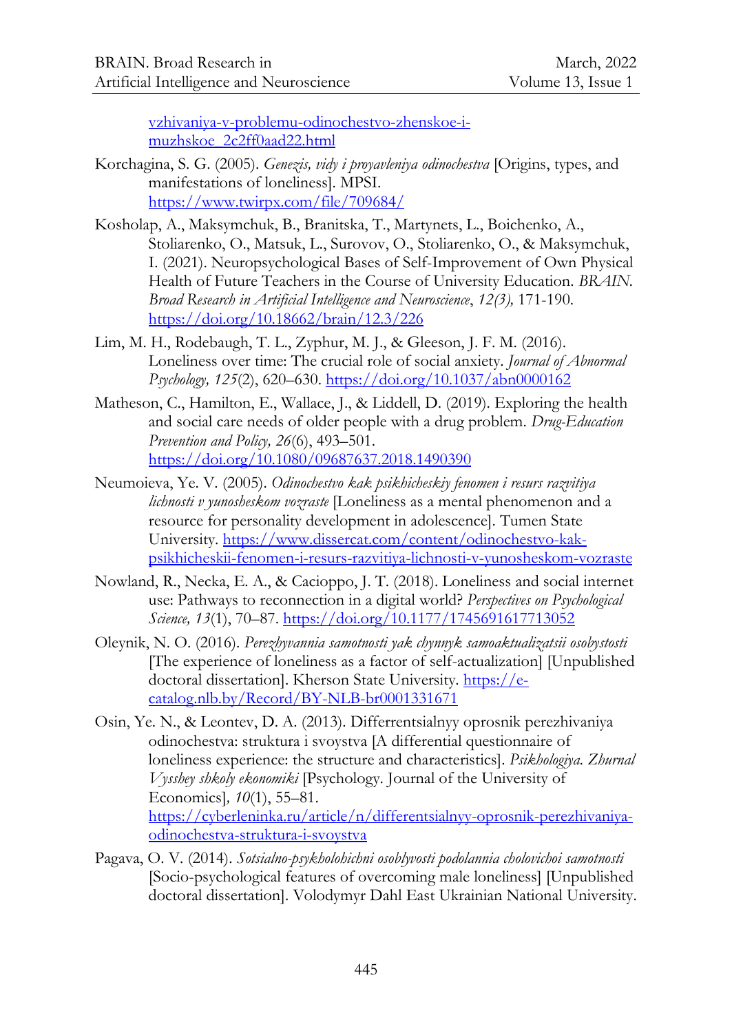vzhivaniya-v-problemu-odinochestvo-zhenskoe-i-muzhskoe_2c2ff0aad22.html

Korchagina, S. G. (2005). *Genezis, vidy i proyavleniya odinochestva* [Origins, types, and manifestations of loneliness]. MPSI. https://www.twirpx.com/file/709684/

Kosholap, A., Maksymchuk, B., Branitska, T., Martynets, L., Boichenko, A., Stoliarenko, O., Matsuk, L., Surovov, O., Stoliarenko, O., & Maksymchuk, I. (2021). Neuropsychological Bases of Self-Improvement of Own Physical Health of Future Teachers in the Course of University Education. *BRAIN. Broad Research in Artificial Intelligence and Neuroscience*, *12(3),* 171-190. https://doi.org/10.18662/brain/12.3/226

Lim, M. H., Rodebaugh, T. L., Zyphur, M. J., & Gleeson, J. F. M. (2016). Loneliness over time: The crucial role of social anxiety. *Journal of Abnormal Psychology, 125*(2), 620–630. https://doi.org/10.1037/abn0000162

Matheson, C., Hamilton, E., Wallace, J., & Liddell, D. (2019). Exploring the health and social care needs of older people with a drug problem. *Drug-Education Prevention and Policy, 26*(6), 493–501. https://doi.org/10.1080/09687637.2018.1490390

Neumoieva, Ye. V. (2005). *Odinochestvo kak psikhicheskiy fenomen i resurs razvitiya lichnosti v yunosheskom vozraste* [Loneliness as a mental phenomenon and a resource for personality development in adolescence]. Tumen State University. https://www.dissercat.com/content/odinochestvo-kak-psikhicheskii-fenomen-i-resurs-razvitiya-lichnosti-v-yunosheskom-vozraste

Nowland, R., Necka, E. A., & Cacioppo, J. T. (2018). Loneliness and social internet use: Pathways to reconnection in a digital world? *Perspectives on Psychological Science, 13*(1), 70–87. https://doi.org/10.1177/1745691617713052

Oleynik, N. O. (2016). *Perezhyvannia samotnosti yak chynnyk samoaktualizatsii osobystosti* [The experience of loneliness as a factor of self-actualization] [Unpublished doctoral dissertation]. Kherson State University. https://e-catalog.nlb.by/Record/BY-NLB-br0001331671

Osin, Ye. N., & Leontev, D. A. (2013). Differrentsialnyy oprosnik perezhivaniya odinochestva: struktura i svoystva [A differential questionnaire of loneliness experience: the structure and characteristics]. *Psikhologiya. Zhurnal Vysshey shkoly ekonomiki* [Psychology. Journal of the University of Economics]*, 10*(1), 55–81. https://cyberleninka.ru/article/n/differentsialnyy-oprosnik-perezhivaniya-odinochestva-struktura-i-svoystva

Pagava, O. V. (2014). *Sotsialno-psykholohichni osoblyvosti podolannia cholovichoi samotnosti* [Socio-psychological features of overcoming male loneliness] [Unpublished doctoral dissertation]. Volodymyr Dahl East Ukrainian National University.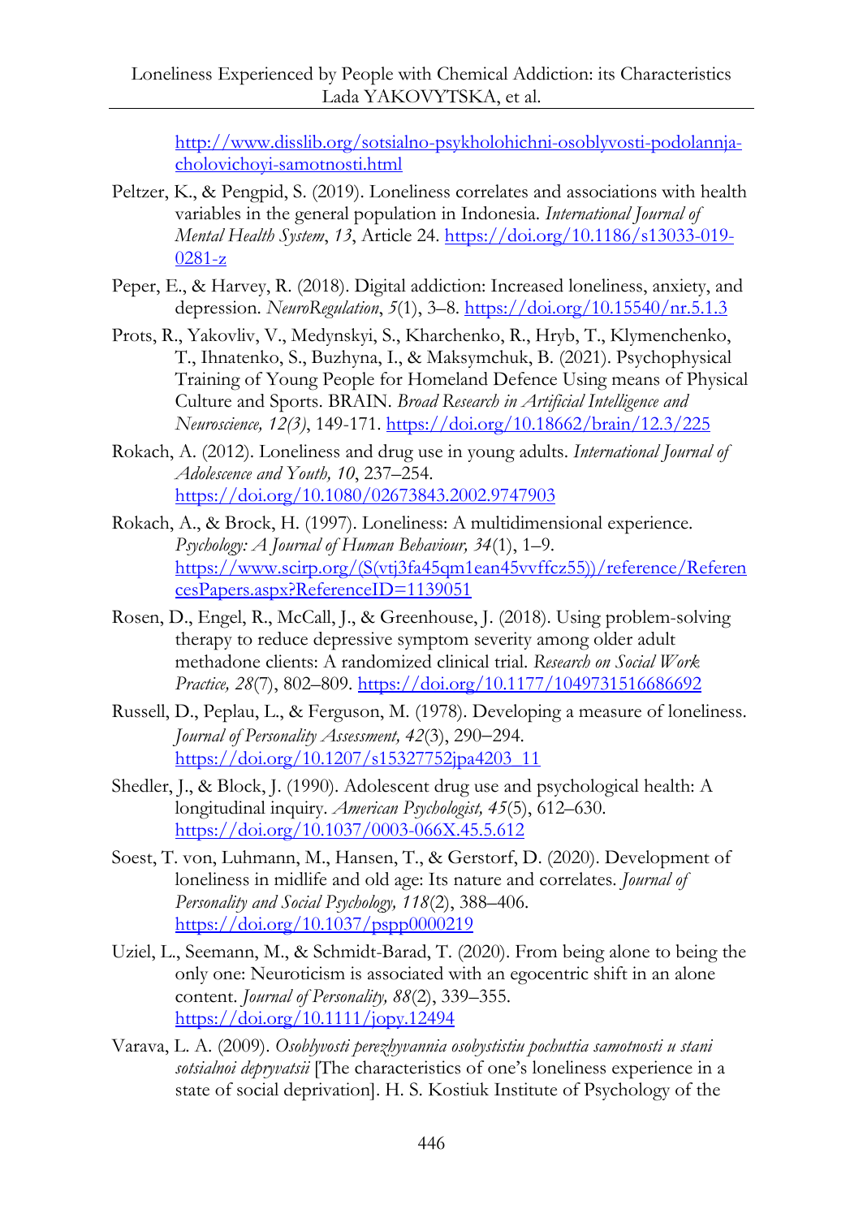http://www.disslib.org/sotsialno-psykholohichni-osoblyvosti-podolannja-cholovichoyi-samotnosti.html

Peltzer, K., & Pengpid, S. (2019). Loneliness correlates and associations with health variables in the general population in Indonesia. *International Journal of Mental Health System*, *13*, Article 24. https://doi.org/10.1186/s13033-019-0281-z

Peper, E., & Harvey, R. (2018). Digital addiction: Increased loneliness, anxiety, and depression. *NeuroRegulation*, *5*(1), 3–8. https://doi.org/10.15540/nr.5.1.3

Prots, R., Yakovliv, V., Medynskyi, S., Kharchenko, R., Hryb, T., Klymenchenko, T., Ihnatenko, S., Buzhyna, I., & Maksymchuk, B. (2021). Psychophysical Training of Young People for Homeland Defence Using means of Physical Culture and Sports. BRAIN. *Broad Research in Artificial Intelligence and Neuroscience, 12(3)*, 149-171. https://doi.org/10.18662/brain/12.3/225

Rokach, A. (2012). Loneliness and drug use in young adults. *International Journal of Adolescence and Youth, 10*, 237–254. https://doi.org/10.1080/02673843.2002.9747903

Rokach, A., & Brock, H. (1997). Loneliness: A multidimensional experience. *Psychology: A Journal of Human Behaviour, 34*(1), 1–9. https://www.scirp.org/(S(vtj3fa45qm1ean45vvffcz55))/reference/ReferencesPapers.aspx?ReferenceID=1139051

Rosen, D., Engel, R., McCall, J., & Greenhouse, J. (2018). Using problem-solving therapy to reduce depressive symptom severity among older adult methadone clients: A randomized clinical trial. *Research on Social Work Practice, 28*(7), 802–809. https://doi.org/10.1177/1049731516686692

Russell, D., Peplau, L., & Ferguson, M. (1978). Developing a measure of loneliness. *Journal of Personality Assessment, 42*(3), 290–294. https://doi.org/10.1207/s15327752jpa4203_11

Shedler, J., & Block, J. (1990). Adolescent drug use and psychological health: A longitudinal inquiry. *American Psychologist, 45*(5), 612–630. https://doi.org/10.1037/0003-066X.45.5.612

Soest, T. von, Luhmann, M., Hansen, T., & Gerstorf, D. (2020). Development of loneliness in midlife and old age: Its nature and correlates. *Journal of Personality and Social Psychology, 118*(2), 388–406. https://doi.org/10.1037/pspp0000219

Uziel, L., Seemann, M., & Schmidt-Barad, T. (2020). From being alone to being the only one: Neuroticism is associated with an egocentric shift in an alone content. *Journal of Personality, 88*(2), 339–355. https://doi.org/10.1111/jopy.12494

Varava, L. A. (2009). *Osoblyvosti perezhyvannia osobystistiu pochuttia samotnosti u stani sotsialnoi depryvatsii* [The characteristics of one's loneliness experience in a state of social deprivation]. H. S. Kostiuk Institute of Psychology of the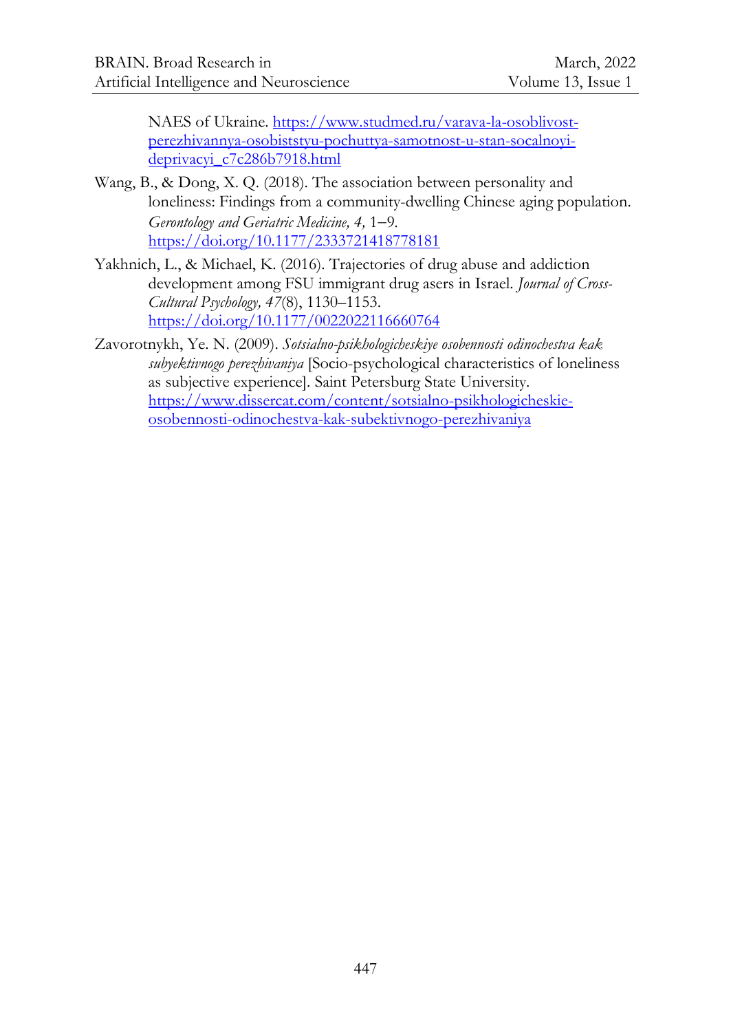NAES of Ukraine. https://www.studmed.ru/varava-la-osoblivost-perezhivannya-osobiststyu-pochuttya-samotnost-u-stan-socalnoyi-deprivacyi_c7c286b7918.html

Wang, B., & Dong, X. Q. (2018). The association between personality and loneliness: Findings from a community-dwelling Chinese aging population. *Gerontology and Geriatric Medicine, 4,* 1–9. https://doi.org/10.1177/2333721418778181

Yakhnich, L., & Michael, K. (2016). Trajectories of drug abuse and addiction development among FSU immigrant drug asers in Israel. *Journal of Cross-Cultural Psychology, 47*(8), 1130–1153. https://doi.org/10.1177/0022022116660764

Zavorotnykh, Ye. N. (2009). *Sotsialno-psikhologicheskiye osobennosti odinochestva kak subyektivnogo perezhivaniya* [Socio-psychological characteristics of loneliness as subjective experience]. Saint Petersburg State University. https://www.dissercat.com/content/sotsialno-psikhologicheskie-osobennosti-odinochestva-kak-subektivnogo-perezhivaniya